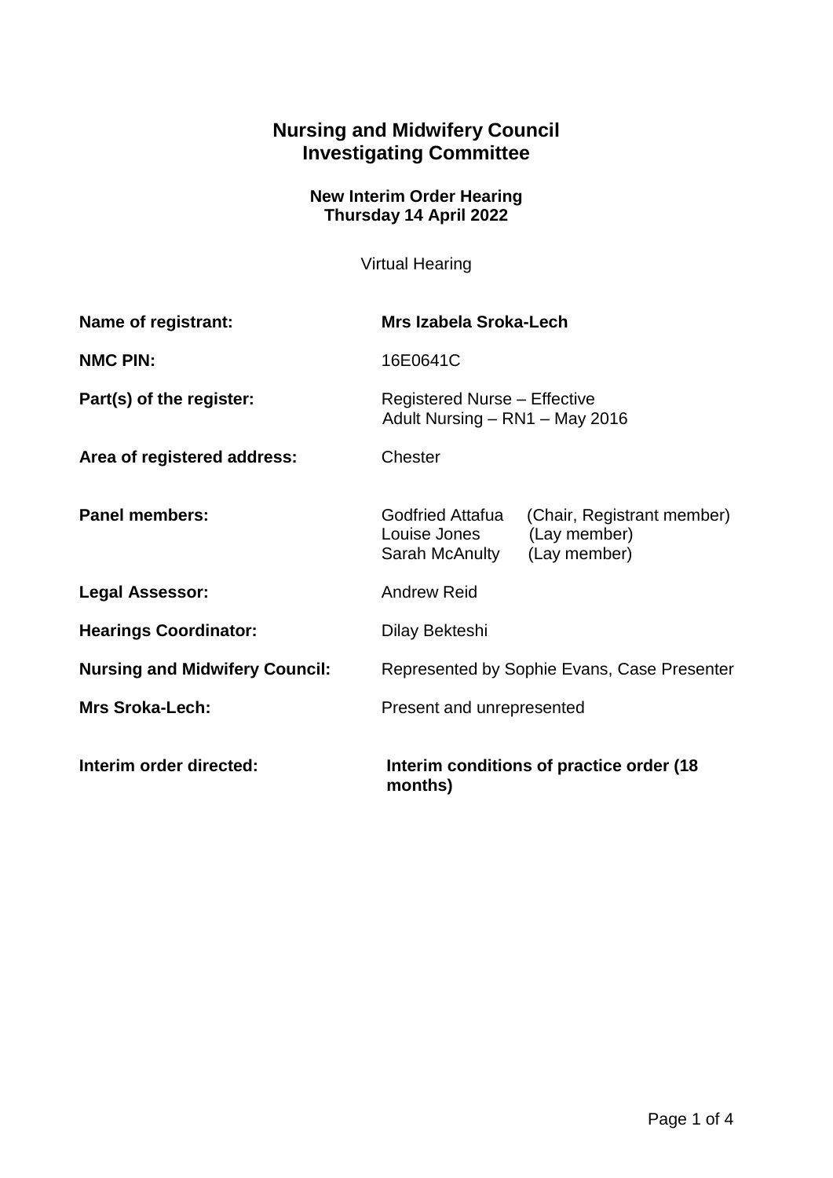# Nursing and Midwifery Council
# Investigating Committee

### New Interim Order Hearing
### Thursday 14 April 2022

Virtual Hearing

| | |
|---|---|
| **Name of registrant:** | **Mrs Izabela Sroka-Lech** |
| **NMC PIN:** | 16E0641C |
| **Part(s) of the register:** | Registered Nurse – Effective<br>Adult Nursing – RN1 – May 2016 |
| **Area of registered address:** | Chester |
| **Panel members:** | Godfried Attafua (Chair, Registrant member)<br>Louise Jones (Lay member)<br>Sarah McAnulty (Lay member) |
| **Legal Assessor:** | Andrew Reid |
| **Hearings Coordinator:** | Dilay Bekteshi |
| **Nursing and Midwifery Council:** | Represented by Sophie Evans, Case Presenter |
| **Mrs Sroka-Lech:** | Present and unrepresented |
| **Interim order directed:** | **Interim conditions of practice order (18 months)** |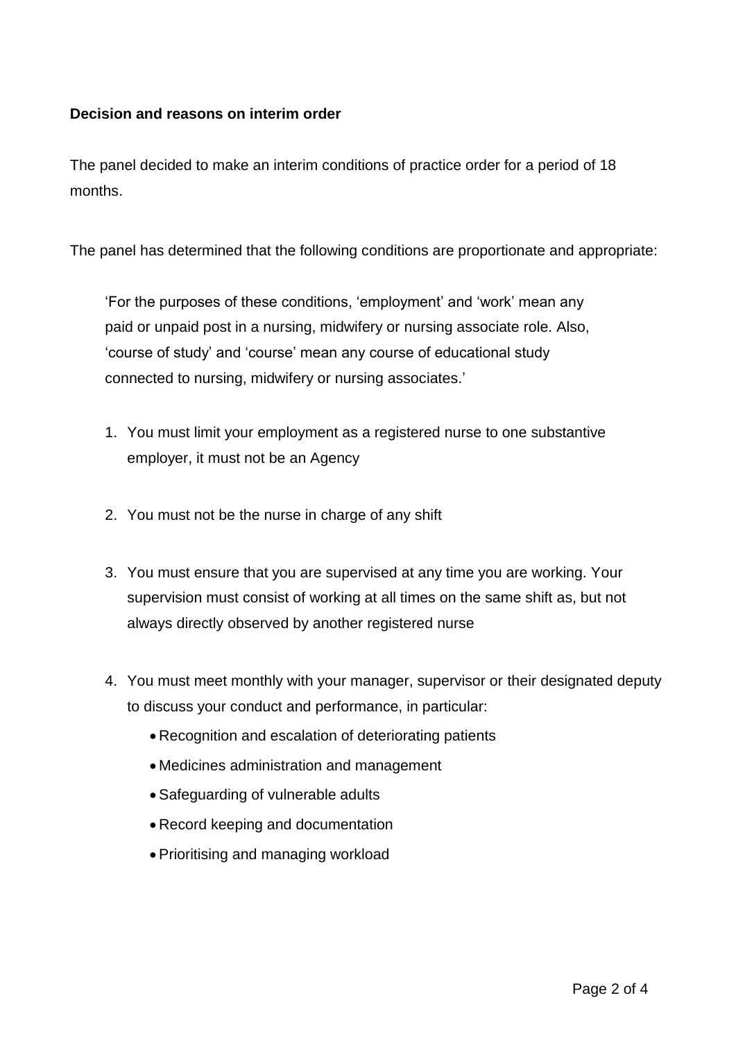**Decision and reasons on interim order**

The panel decided to make an interim conditions of practice order for a period of 18 months.

The panel has determined that the following conditions are proportionate and appropriate:

> 'For the purposes of these conditions, 'employment' and 'work' mean any paid or unpaid post in a nursing, midwifery or nursing associate role. Also, 'course of study' and 'course' mean any course of educational study connected to nursing, midwifery or nursing associates.'

1. You must limit your employment as a registered nurse to one substantive employer, it must not be an Agency

2. You must not be the nurse in charge of any shift

3. You must ensure that you are supervised at any time you are working. Your supervision must consist of working at all times on the same shift as, but not always directly observed by another registered nurse

4. You must meet monthly with your manager, supervisor or their designated deputy to discuss your conduct and performance, in particular:
   - Recognition and escalation of deteriorating patients
   - Medicines administration and management
   - Safeguarding of vulnerable adults
   - Record keeping and documentation
   - Prioritising and managing workload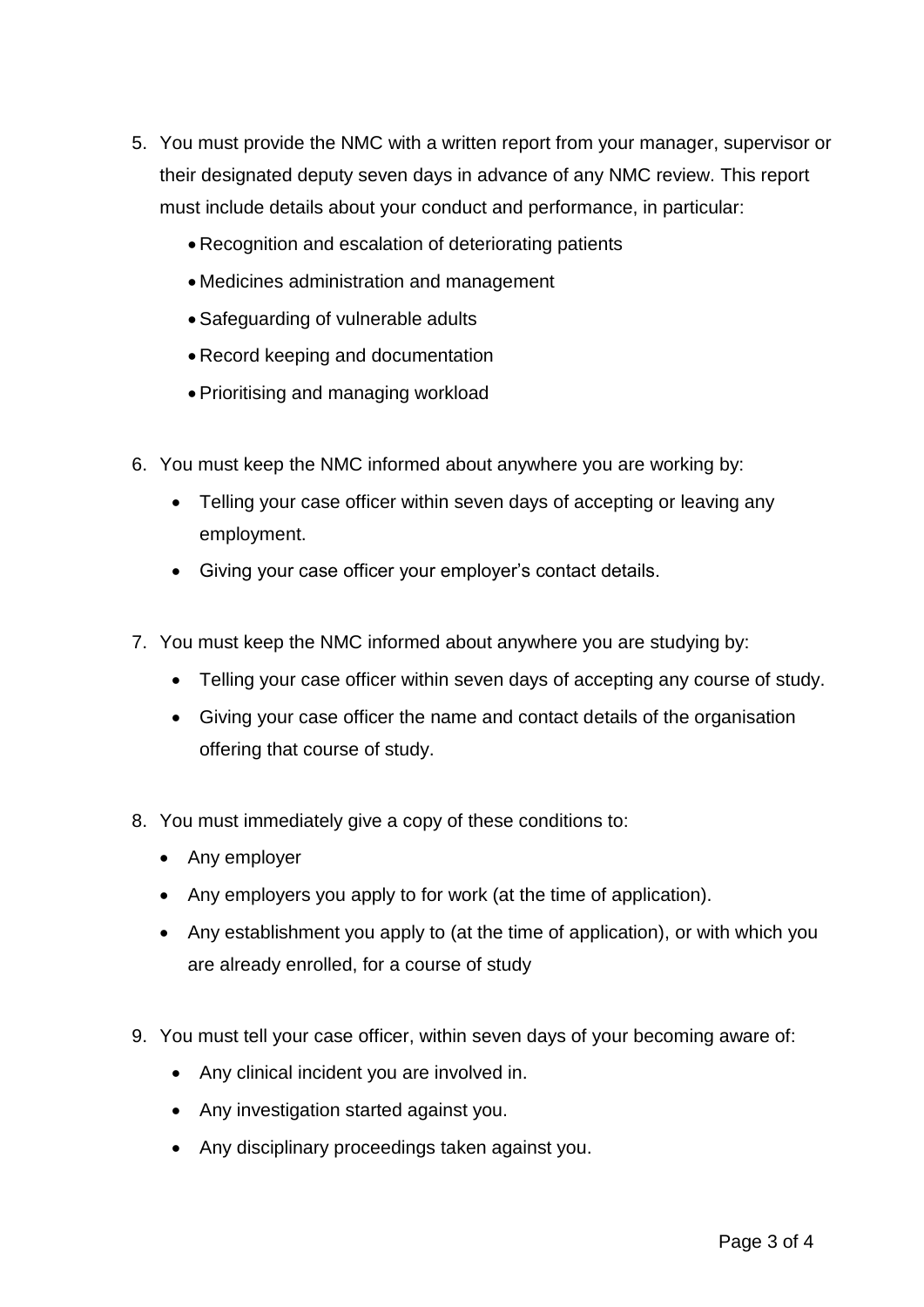5. You must provide the NMC with a written report from your manager, supervisor or their designated deputy seven days in advance of any NMC review. This report must include details about your conduct and performance, in particular:
    - Recognition and escalation of deteriorating patients
    - Medicines administration and management
    - Safeguarding of vulnerable adults
    - Record keeping and documentation
    - Prioritising and managing workload

6. You must keep the NMC informed about anywhere you are working by:
    - Telling your case officer within seven days of accepting or leaving any employment.
    - Giving your case officer your employer's contact details.

7. You must keep the NMC informed about anywhere you are studying by:
    - Telling your case officer within seven days of accepting any course of study.
    - Giving your case officer the name and contact details of the organisation offering that course of study.

8. You must immediately give a copy of these conditions to:
    - Any employer
    - Any employers you apply to for work (at the time of application).
    - Any establishment you apply to (at the time of application), or with which you are already enrolled, for a course of study

9. You must tell your case officer, within seven days of your becoming aware of:
    - Any clinical incident you are involved in.
    - Any investigation started against you.
    - Any disciplinary proceedings taken against you.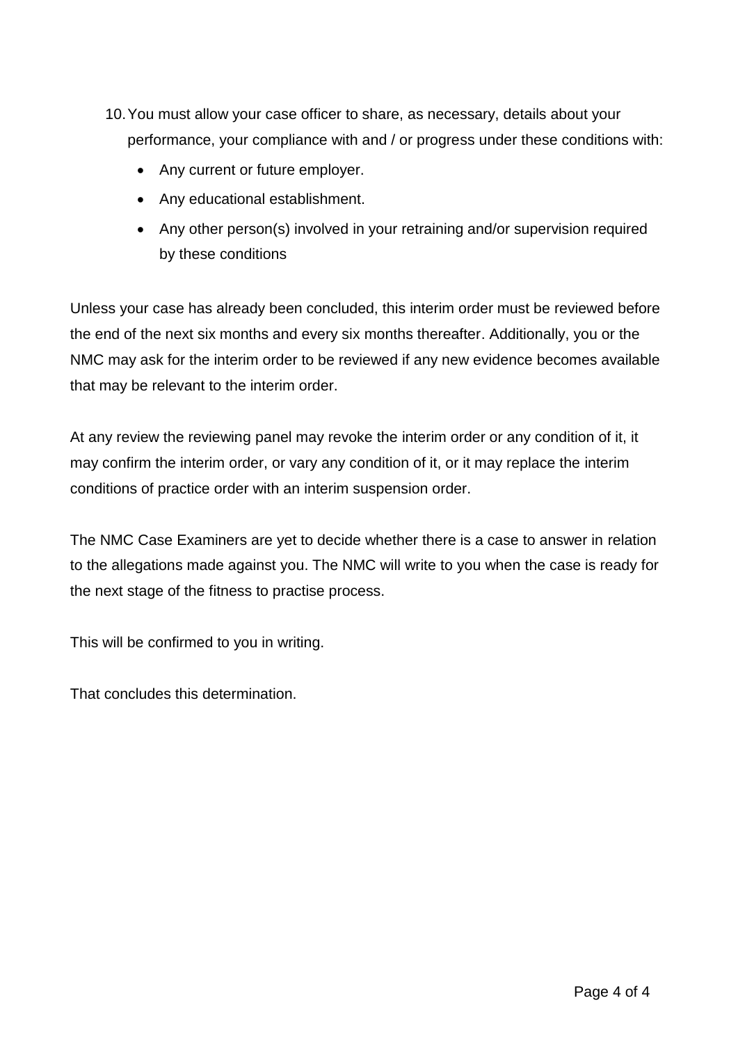10. You must allow your case officer to share, as necessary, details about your performance, your compliance with and / or progress under these conditions with:
    - Any current or future employer.
    - Any educational establishment.
    - Any other person(s) involved in your retraining and/or supervision required by these conditions

Unless your case has already been concluded, this interim order must be reviewed before the end of the next six months and every six months thereafter. Additionally, you or the NMC may ask for the interim order to be reviewed if any new evidence becomes available that may be relevant to the interim order.

At any review the reviewing panel may revoke the interim order or any condition of it, it may confirm the interim order, or vary any condition of it, or it may replace the interim conditions of practice order with an interim suspension order.

The NMC Case Examiners are yet to decide whether there is a case to answer in relation to the allegations made against you. The NMC will write to you when the case is ready for the next stage of the fitness to practise process.

This will be confirmed to you in writing.

That concludes this determination.